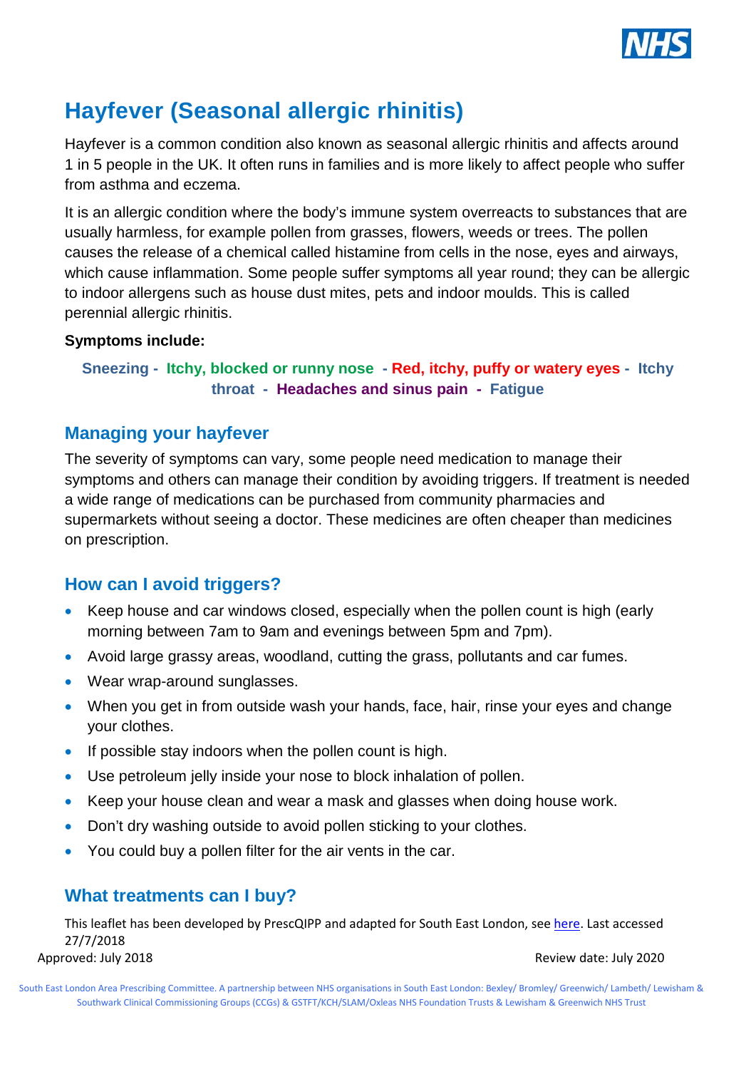# Hayfever (Seasonal allergic rhinitis)

Hayfever is a common condition also known as seasonal allergic rhinitis and affects around 1 in 5 people in the UK. It often runs in families and is more likely to affect people who suffer from asthma and eczema.

It is an allergic condition where the body's immune system overreacts to substances that are usually harmless, for example pollen from grasses, flowers, weeds or trees. The pollen causes the release of a chemical called histamine from cells in the nose, eyes and airways, which cause inflammation. Some people suffer symptoms all year round; they can be allergic to indoor allergens such as house dust mites, pets and indoor moulds. This is called perennial allergic rhinitis.

**Symptoms include:**

**Sneezing - Itchy, blocked or runny nose - Red, itchy, puffy or watery eyes - Itchy throat - Headaches and sinus pain - Fatigue**

## Managing your hayfever

The severity of symptoms can vary, some people need medication to manage their symptoms and others can manage their condition by avoiding triggers. If treatment is needed a wide range of medications can be purchased from community pharmacies and supermarkets without seeing a doctor. These medicines are often cheaper than medicines on prescription.

## How can I avoid triggers?

- Keep house and car windows closed, especially when the pollen count is high (early morning between 7am to 9am and evenings between 5pm and 7pm).
- Avoid large grassy areas, woodland, cutting the grass, pollutants and car fumes.
- Wear wrap-around sunglasses.
- When you get in from outside wash your hands, face, hair, rinse your eyes and change your clothes.
- If possible stay indoors when the pollen count is high.
- Use petroleum jelly inside your nose to block inhalation of pollen.
- Keep your house clean and wear a mask and glasses when doing house work.
- Don't dry washing outside to avoid pollen sticking to your clothes.
- You could buy a pollen filter for the air vents in the car.

## What treatments can I buy?

This leaflet has been developed by PrescQIPP and adapted for South East London, see here. Last accessed 27/7/2018

Approved: July 2018 Review date: July 2020

South East London Area Prescribing Committee. A partnership between NHS organisations in South East London: Bexley/ Bromley/ Greenwich/ Lambeth/ Lewisham & Southwark Clinical Commissioning Groups (CCGs) & GSTFT/KCH/SLAM/Oxleas NHS Foundation Trusts & Lewisham & Greenwich NHS Trust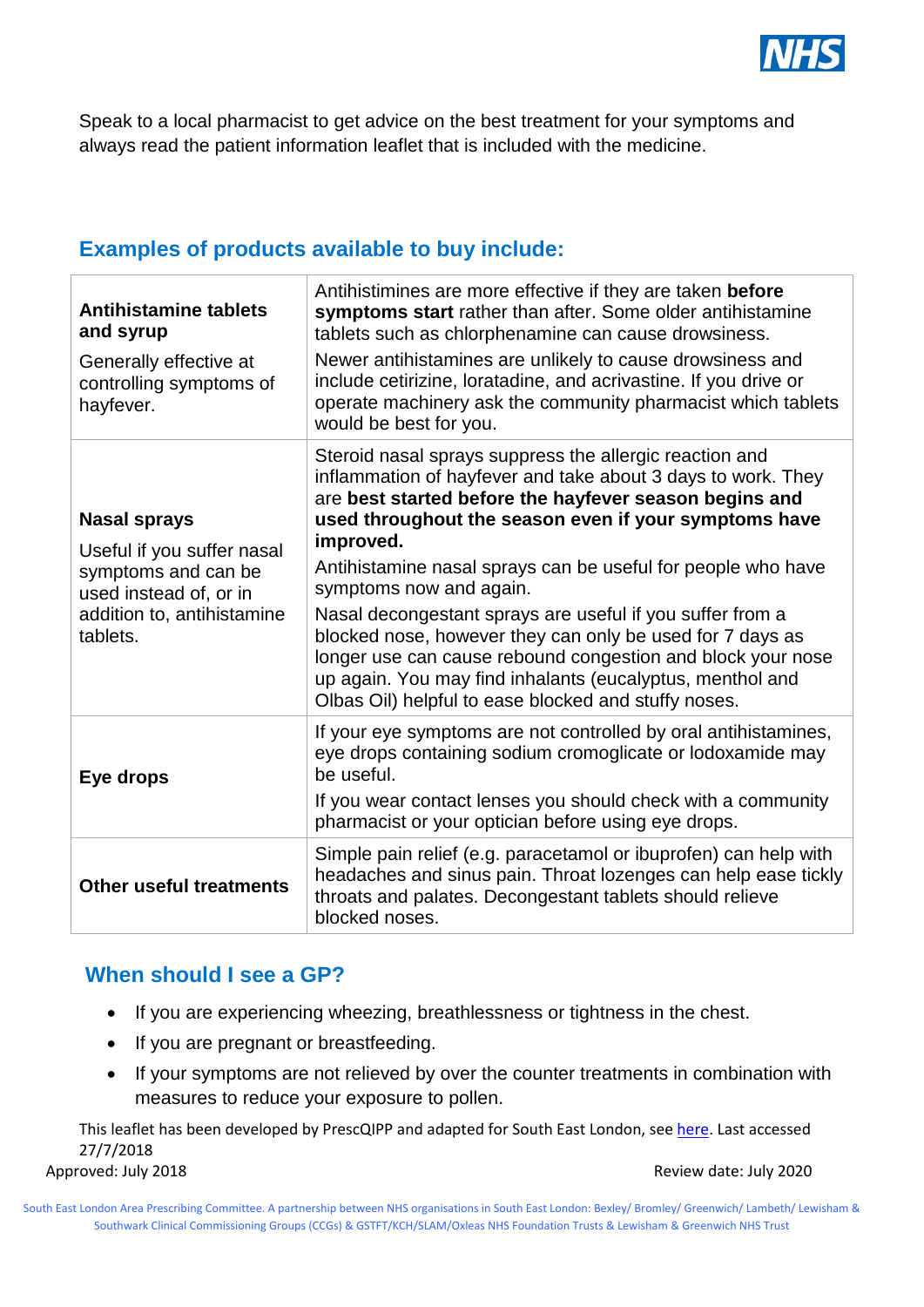Speak to a local pharmacist to get advice on the best treatment for your symptoms and always read the patient information leaflet that is included with the medicine.

## Examples of products available to buy include:

| | |
|---|---|
| **Antihistamine tablets and syrup**<br>Generally effective at controlling symptoms of hayfever. | Antihistimines are more effective if they are taken **before symptoms start** rather than after. Some older antihistamine tablets such as chlorphenamine can cause drowsiness.<br>Newer antihistamines are unlikely to cause drowsiness and include cetirizine, loratadine, and acrivastine. If you drive or operate machinery ask the community pharmacist which tablets would be best for you. |
| **Nasal sprays**<br>Useful if you suffer nasal symptoms and can be used instead of, or in addition to, antihistamine tablets. | Steroid nasal sprays suppress the allergic reaction and inflammation of hayfever and take about 3 days to work. They are **best started before the hayfever season begins and used throughout the season even if your symptoms have improved.**<br>Antihistamine nasal sprays can be useful for people who have symptoms now and again.<br>Nasal decongestant sprays are useful if you suffer from a blocked nose, however they can only be used for 7 days as longer use can cause rebound congestion and block your nose up again. You may find inhalants (eucalyptus, menthol and Olbas Oil) helpful to ease blocked and stuffy noses. |
| **Eye drops** | If your eye symptoms are not controlled by oral antihistamines, eye drops containing sodium cromoglicate or lodoxamide may be useful.<br>If you wear contact lenses you should check with a community pharmacist or your optician before using eye drops. |
| **Other useful treatments** | Simple pain relief (e.g. paracetamol or ibuprofen) can help with headaches and sinus pain. Throat lozenges can help ease tickly throats and palates. Decongestant tablets should relieve blocked noses. |

## When should I see a GP?

- If you are experiencing wheezing, breathlessness or tightness in the chest.
- If you are pregnant or breastfeeding.
- If your symptoms are not relieved by over the counter treatments in combination with measures to reduce your exposure to pollen.

This leaflet has been developed by PrescQIPP and adapted for South East London, see here. Last accessed 27/7/2018

Approved: July 2018 Review date: July 2020

South East London Area Prescribing Committee. A partnership between NHS organisations in South East London: Bexley/ Bromley/ Greenwich/ Lambeth/ Lewisham & Southwark Clinical Commissioning Groups (CCGs) & GSTFT/KCH/SLAM/Oxleas NHS Foundation Trusts & Lewisham & Greenwich NHS Trust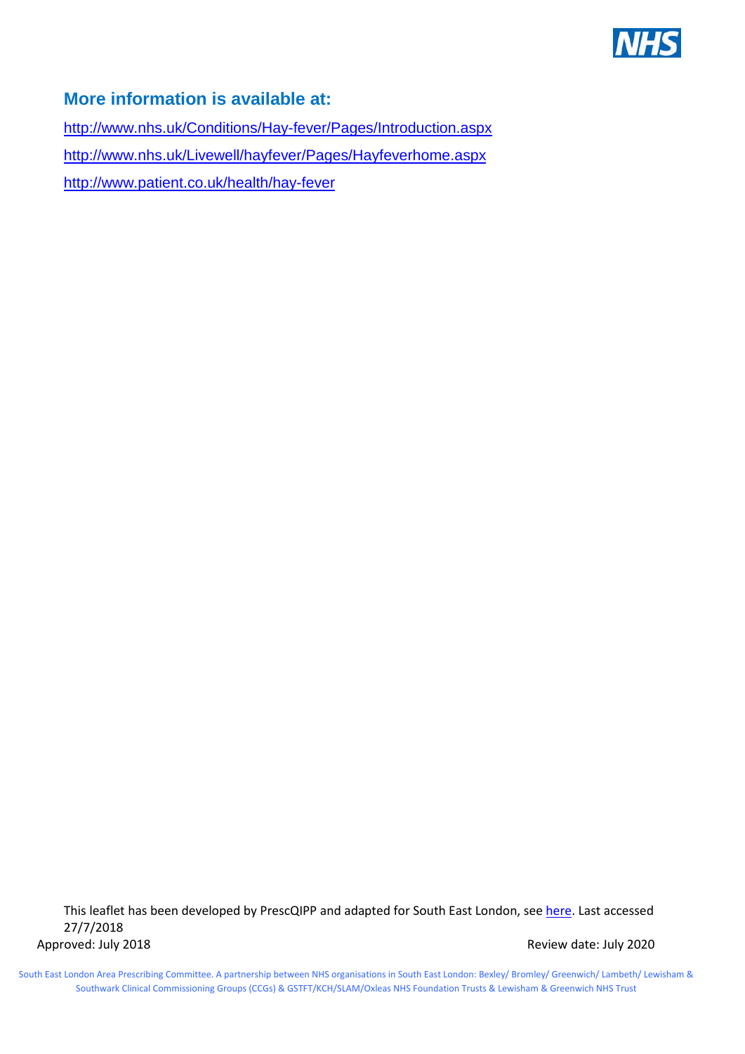## More information is available at:

http://www.nhs.uk/Conditions/Hay-fever/Pages/Introduction.aspx

http://www.nhs.uk/Livewell/hayfever/Pages/Hayfeverhome.aspx

http://www.patient.co.uk/health/hay-fever

This leaflet has been developed by PrescQIPP and adapted for South East London, see here. Last accessed 27/7/2018

Approved: July 2018 Review date: July 2020

South East London Area Prescribing Committee. A partnership between NHS organisations in South East London: Bexley/ Bromley/ Greenwich/ Lambeth/ Lewisham & Southwark Clinical Commissioning Groups (CCGs) & GSTFT/KCH/SLAM/Oxleas NHS Foundation Trusts & Lewisham & Greenwich NHS Trust